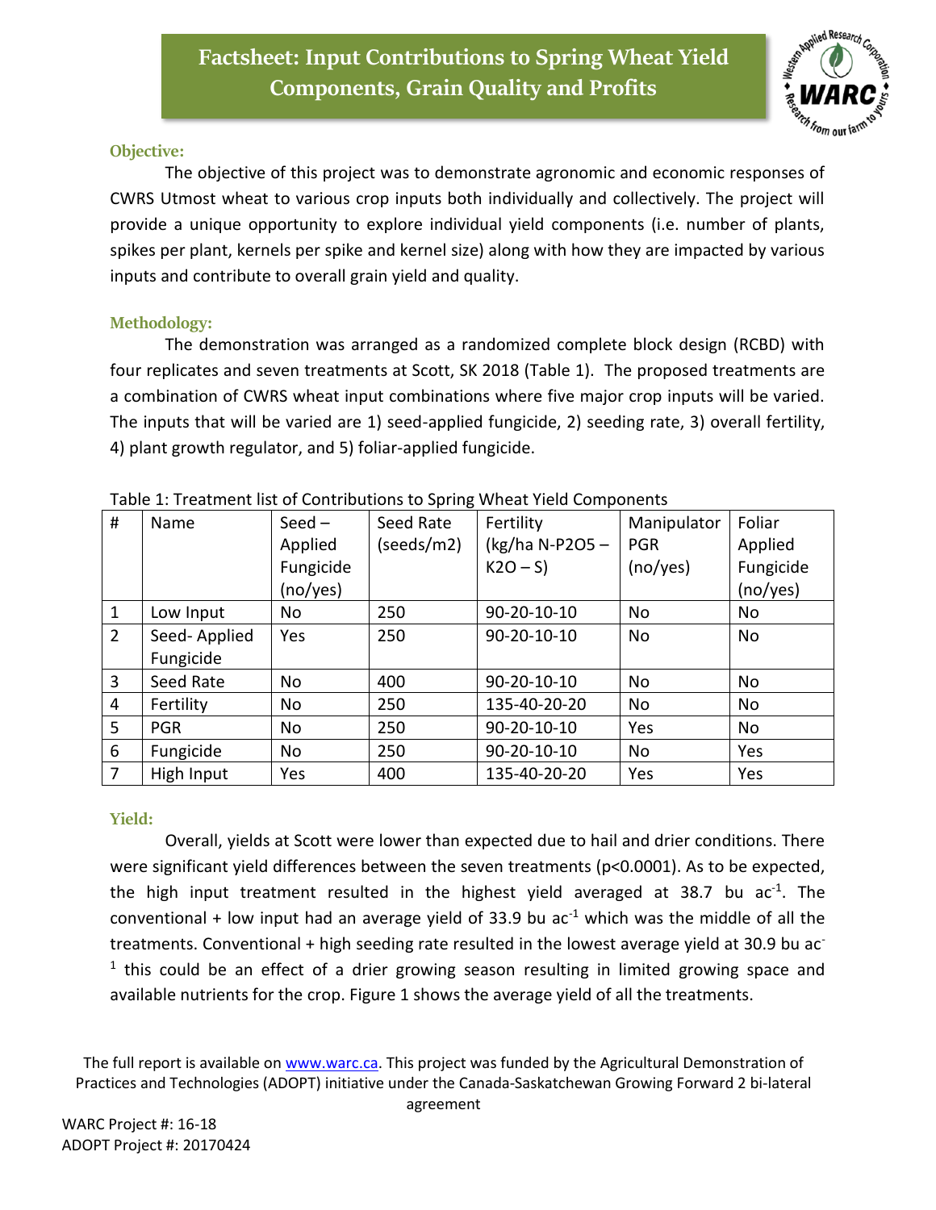# Factsheet: Input Contributions to Spring Wheat Yield Components, Grain Quality and Profits

### Objective:

The objective of this project was to demonstrate agronomic and economic responses of CWRS Utmost wheat to various crop inputs both individually and collectively. The project will provide a unique opportunity to explore individual yield components (i.e. number of plants, spikes per plant, kernels per spike and kernel size) along with how they are impacted by various inputs and contribute to overall grain yield and quality.

### Methodology:

The demonstration was arranged as a randomized complete block design (RCBD) with four replicates and seven treatments at Scott, SK 2018 (Table 1). The proposed treatments are a combination of CWRS wheat input combinations where five major crop inputs will be varied. The inputs that will be varied are 1) seed-applied fungicide, 2) seeding rate, 3) overall fertility, 4) plant growth regulator, and 5) foliar-applied fungicide.

Table 1: Treatment list of Contributions to Spring Wheat Yield Components

| # | Name | Seed – Applied Fungicide (no/yes) | Seed Rate (seeds/m2) | Fertility (kg/ha N-P2O5 – K2O – S) | Manipulator PGR (no/yes) | Foliar Applied Fungicide (no/yes) |
|---|---|---|---|---|---|---|
| 1 | Low Input | No | 250 | 90-20-10-10 | No | No |
| 2 | Seed- Applied Fungicide | Yes | 250 | 90-20-10-10 | No | No |
| 3 | Seed Rate | No | 400 | 90-20-10-10 | No | No |
| 4 | Fertility | No | 250 | 135-40-20-20 | No | No |
| 5 | PGR | No | 250 | 90-20-10-10 | Yes | No |
| 6 | Fungicide | No | 250 | 90-20-10-10 | No | Yes |
| 7 | High Input | Yes | 400 | 135-40-20-20 | Yes | Yes |

### Yield:

Overall, yields at Scott were lower than expected due to hail and drier conditions. There were significant yield differences between the seven treatments ($p<0.0001$). As to be expected, the high input treatment resulted in the highest yield averaged at 38.7 bu ac$^{-1}$. The conventional + low input had an average yield of 33.9 bu ac$^{-1}$ which was the middle of all the treatments. Conventional + high seeding rate resulted in the lowest average yield at 30.9 bu ac$^{-1}$ this could be an effect of a drier growing season resulting in limited growing space and available nutrients for the crop. Figure 1 shows the average yield of all the treatments.

The full report is available on www.warc.ca. This project was funded by the Agricultural Demonstration of Practices and Technologies (ADOPT) initiative under the Canada-Saskatchewan Growing Forward 2 bi-lateral agreement

WARC Project #: 16-18
ADOPT Project #: 20170424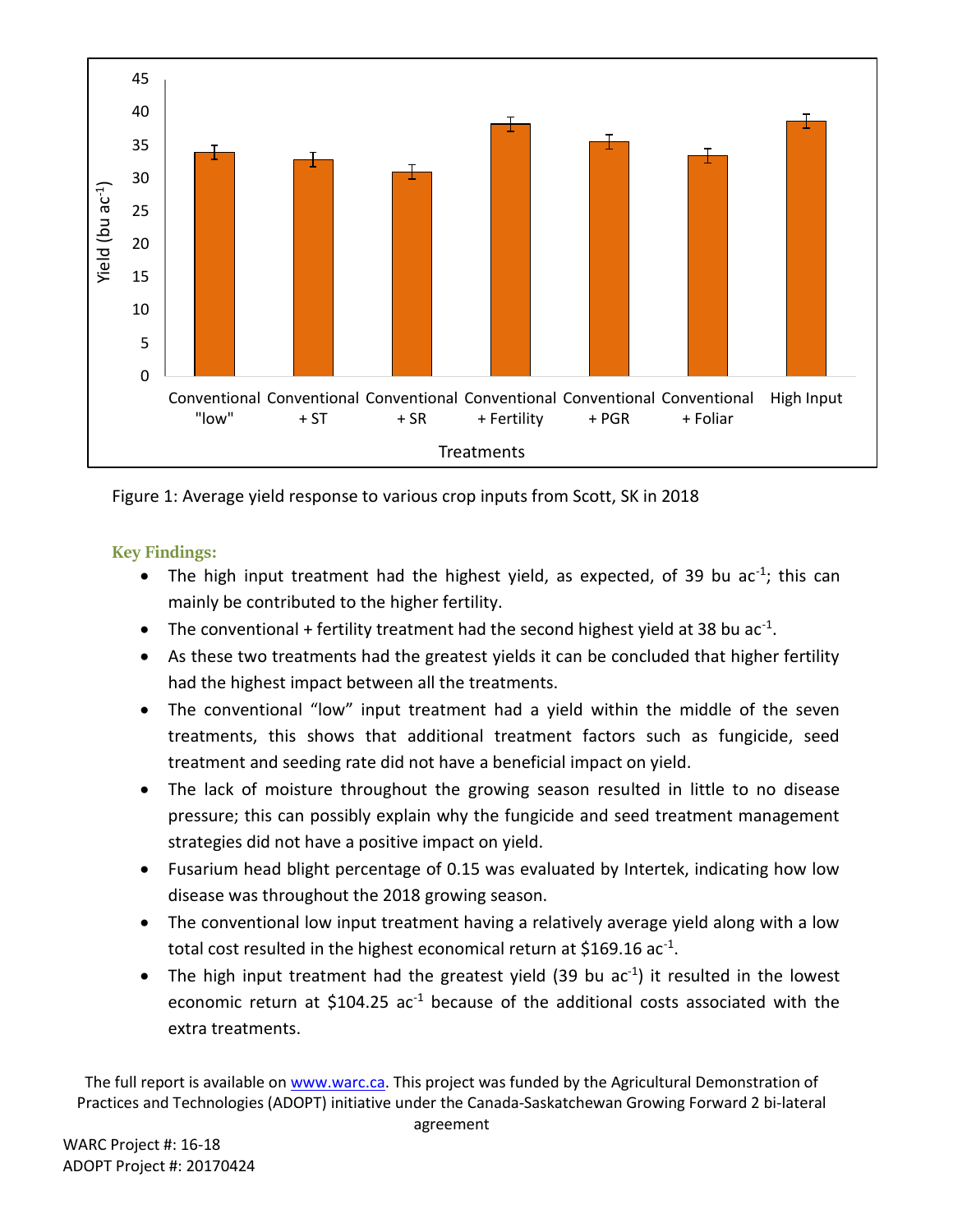45
40
35
30
25
20
15
10
5
0

Yield (bu ac$^{-1}$)

Conventional "low"
Conventional + ST
Conventional + SR
Conventional + Fertility
Conventional + PGR
Conventional + Foliar
High Input

Treatments

Figure 1: Average yield response to various crop inputs from Scott, SK in 2018

### Key Findings:

- The high input treatment had the highest yield, as expected, of 39 bu ac$^{-1}$; this can mainly be contributed to the higher fertility.
- The conventional + fertility treatment had the second highest yield at 38 bu ac$^{-1}$.
- As these two treatments had the greatest yields it can be concluded that higher fertility had the highest impact between all the treatments.
- The conventional "low" input treatment had a yield within the middle of the seven treatments, this shows that additional treatment factors such as fungicide, seed treatment and seeding rate did not have a beneficial impact on yield.
- The lack of moisture throughout the growing season resulted in little to no disease pressure; this can possibly explain why the fungicide and seed treatment management strategies did not have a positive impact on yield.
- Fusarium head blight percentage of 0.15 was evaluated by Intertek, indicating how low disease was throughout the 2018 growing season.
- The conventional low input treatment having a relatively average yield along with a low total cost resulted in the highest economical return at \$169.16 ac$^{-1}$.
- The high input treatment had the greatest yield (39 bu ac$^{-1}$) it resulted in the lowest economic return at \$104.25 ac$^{-1}$ because of the additional costs associated with the extra treatments.

The full report is available on www.warc.ca. This project was funded by the Agricultural Demonstration of Practices and Technologies (ADOPT) initiative under the Canada-Saskatchewan Growing Forward 2 bi-lateral agreement

WARC Project #: 16-18
ADOPT Project #: 20170424